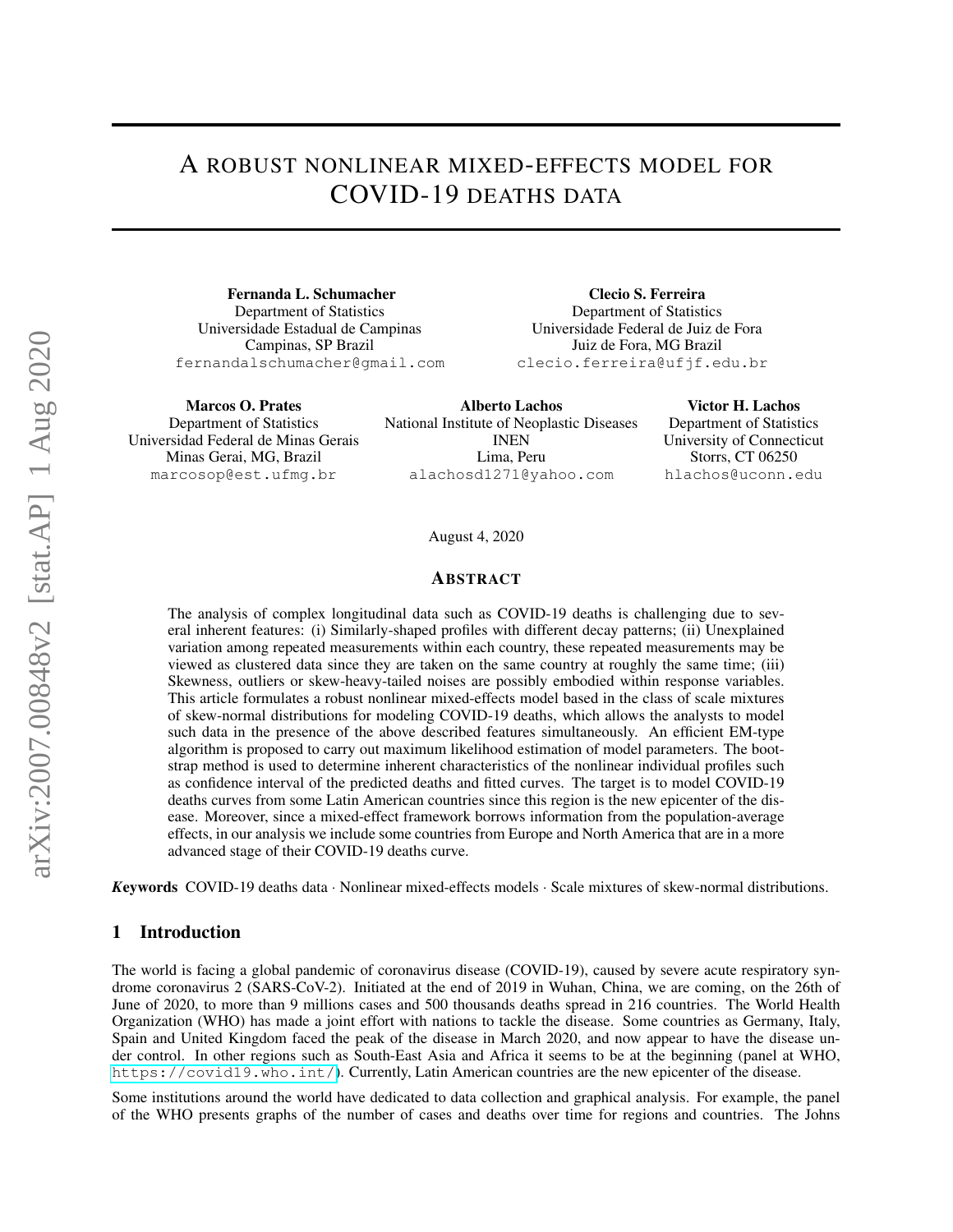# A ROBUST NONLINEAR MIXED-EFFECTS MODEL FOR COVID-19 DEATHS DATA

**Fernanda L. Schumacher**
Department of Statistics
Universidade Estadual de Campinas
Campinas, SP Brazil
fernandalschumacher@gmail.com

**Clecio S. Ferreira**
Department of Statistics
Universidade Federal de Juiz de Fora
Juiz de Fora, MG Brazil
clecio.ferreira@ufjf.edu.br

**Marcos O. Prates**
Department of Statistics
Universidad Federal de Minas Gerais
Minas Gerai, MG, Brazil
marcosop@est.ufmg.br

**Alberto Lachos**
National Institute of Neoplastic Diseases
INEN
Lima, Peru
alachosd1271@yahoo.com

**Victor H. Lachos**
Department of Statistics
University of Connecticut
Storrs, CT 06250
hlachos@uconn.edu

August 4, 2020

## ABSTRACT

The analysis of complex longitudinal data such as COVID-19 deaths is challenging due to several inherent features: (i) Similarly-shaped profiles with different decay patterns; (ii) Unexplained variation among repeated measurements within each country, these repeated measurements may be viewed as clustered data since they are taken on the same country at roughly the same time; (iii) Skewness, outliers or skew-heavy-tailed noises are possibly embodied within response variables. This article formulates a robust nonlinear mixed-effects model based in the class of scale mixtures of skew-normal distributions for modeling COVID-19 deaths, which allows the analysts to model such data in the presence of the above described features simultaneously. An efficient EM-type algorithm is proposed to carry out maximum likelihood estimation of model parameters. The bootstrap method is used to determine inherent characteristics of the nonlinear individual profiles such as confidence interval of the predicted deaths and fitted curves. The target is to model COVID-19 deaths curves from some Latin American countries since this region is the new epicenter of the disease. Moreover, since a mixed-effect framework borrows information from the population-average effects, in our analysis we include some countries from Europe and North America that are in a more advanced stage of their COVID-19 deaths curve.

***Keywords*** COVID-19 deaths data · Nonlinear mixed-effects models · Scale mixtures of skew-normal distributions.

## 1 Introduction

The world is facing a global pandemic of coronavirus disease (COVID-19), caused by severe acute respiratory syndrome coronavirus 2 (SARS-CoV-2). Initiated at the end of 2019 in Wuhan, China, we are coming, on the 26th of June of 2020, to more than 9 millions cases and 500 thousands deaths spread in 216 countries. The World Health Organization (WHO) has made a joint effort with nations to tackle the disease. Some countries as Germany, Italy, Spain and United Kingdom faced the peak of the disease in March 2020, and now appear to have the disease under control. In other regions such as South-East Asia and Africa it seems to be at the beginning (panel at WHO, https://covid19.who.int/). Currently, Latin American countries are the new epicenter of the disease.

Some institutions around the world have dedicated to data collection and graphical analysis. For example, the panel of the WHO presents graphs of the number of cases and deaths over time for regions and countries. The Johns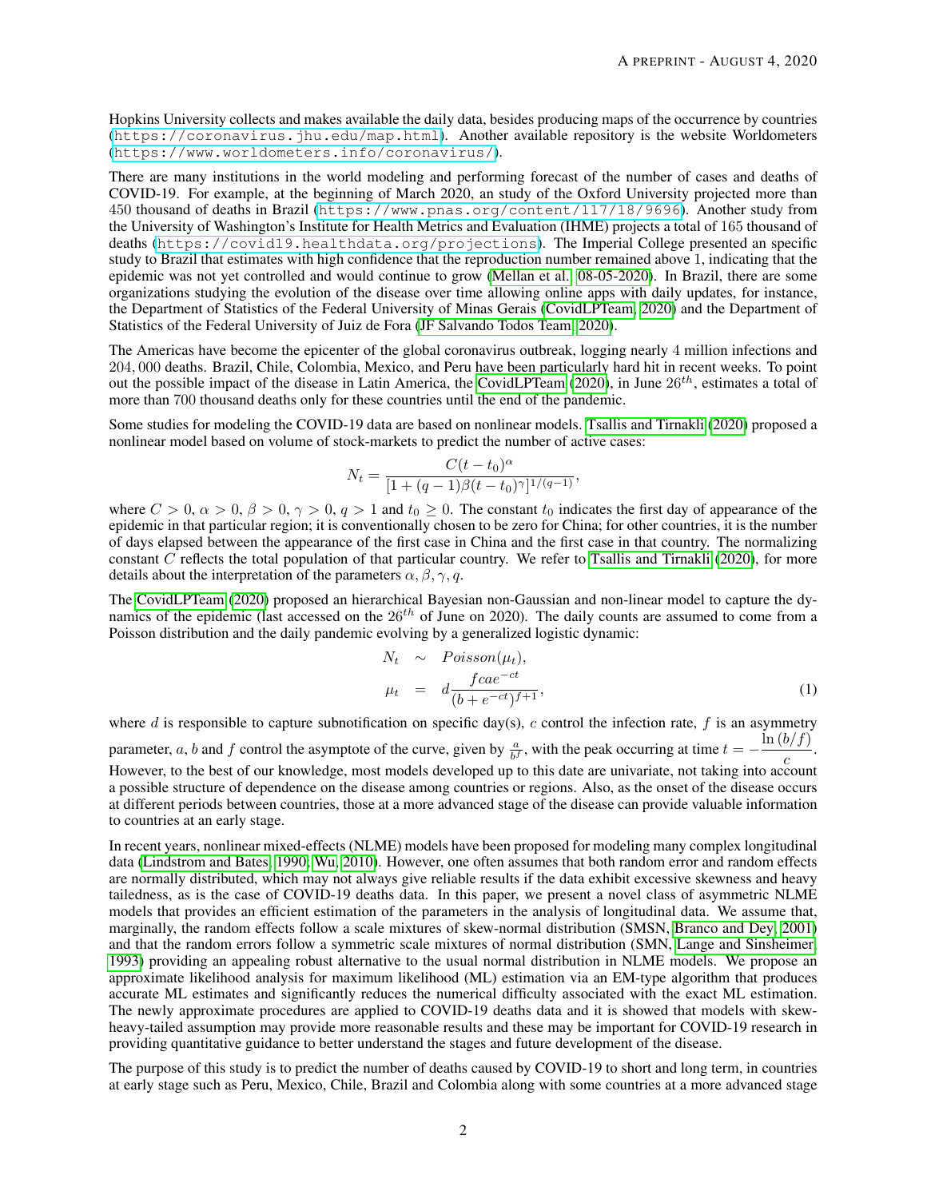Hopkins University collects and makes available the daily data, besides producing maps of the occurrence by countries (https://coronavirus.jhu.edu/map.html). Another available repository is the website Worldometers (https://www.worldometers.info/coronavirus/).

There are many institutions in the world modeling and performing forecast of the number of cases and deaths of COVID-19. For example, at the beginning of March 2020, an study of the Oxford University projected more than 450 thousand of deaths in Brazil (https://www.pnas.org/content/117/18/9696). Another study from the University of Washington's Institute for Health Metrics and Evaluation (IHME) projects a total of 165 thousand of deaths (https://covid19.healthdata.org/projections). The Imperial College presented an specific study to Brazil that estimates with high confidence that the reproduction number remained above 1, indicating that the epidemic was not yet controlled and would continue to grow (Mellan et al. 08-05-2020). In Brazil, there are some organizations studying the evolution of the disease over time allowing online apps with daily updates, for instance, the Department of Statistics of the Federal University of Minas Gerais (CovidLPTeam, 2020) and the Department of Statistics of the Federal University of Juiz de Fora (JF Salvando Todos Team, 2020).

The Americas have become the epicenter of the global coronavirus outbreak, logging nearly 4 million infections and 204, 000 deaths. Brazil, Chile, Colombia, Mexico, and Peru have been particularly hard hit in recent weeks. To point out the possible impact of the disease in Latin America, the CovidLPTeam (2020), in June $26^{th}$, estimates a total of more than 700 thousand deaths only for these countries until the end of the pandemic.

Some studies for modeling the COVID-19 data are based on nonlinear models. Tsallis and Tirnakli (2020) proposed a nonlinear model based on volume of stock-markets to predict the number of active cases:

$$N_t = \frac{C(t-t_0)^{\alpha}}{[1+(q-1)\beta(t-t_0)^{\gamma}]^{1/(q-1)}},$$

where $C > 0$, $\alpha > 0$, $\beta > 0$, $\gamma > 0$, $q > 1$ and $t_0 \geq 0$. The constant $t_0$ indicates the first day of appearance of the epidemic in that particular region; it is conventionally chosen to be zero for China; for other countries, it is the number of days elapsed between the appearance of the first case in China and the first case in that country. The normalizing constant $C$ reflects the total population of that particular country. We refer to Tsallis and Tirnakli (2020), for more details about the interpretation of the parameters $\alpha, \beta, \gamma, q$.

The CovidLPTeam (2020) proposed an hierarchical Bayesian non-Gaussian and non-linear model to capture the dynamics of the epidemic (last accessed on the $26^{th}$ of June on 2020). The daily counts are assumed to come from a Poisson distribution and the daily pandemic evolving by a generalized logistic dynamic:

$$\begin{aligned} N_t &\sim Poisson(\mu_t), \\ \mu_t &= d\frac{fcae^{-ct}}{(b+e^{-ct})^{f+1}}, \end{aligned} \tag{1}$$

where $d$ is responsible to capture subnotification on specific day(s), $c$ control the infection rate, $f$ is an asymmetry parameter, $a$, $b$ and $f$ control the asymptote of the curve, given by $\frac{a}{b^f}$, with the peak occurring at time $t = -\frac{\ln(b/f)}{c}$. However, to the best of our knowledge, most models developed up to this date are univariate, not taking into account a possible structure of dependence on the disease among countries or regions. Also, as the onset of the disease occurs at different periods between countries, those at a more advanced stage of the disease can provide valuable information to countries at an early stage.

In recent years, nonlinear mixed-effects (NLME) models have been proposed for modeling many complex longitudinal data (Lindstrom and Bates, 1990; Wu, 2010). However, one often assumes that both random error and random effects are normally distributed, which may not always give reliable results if the data exhibit excessive skewness and heavy tailedness, as is the case of COVID-19 deaths data. In this paper, we present a novel class of asymmetric NLME models that provides an efficient estimation of the parameters in the analysis of longitudinal data. We assume that, marginally, the random effects follow a scale mixtures of skew-normal distribution (SMSN, Branco and Dey, 2001) and that the random errors follow a symmetric scale mixtures of normal distribution (SMN, Lange and Sinsheimer, 1993) providing an appealing robust alternative to the usual normal distribution in NLME models. We propose an approximate likelihood analysis for maximum likelihood (ML) estimation via an EM-type algorithm that produces accurate ML estimates and significantly reduces the numerical difficulty associated with the exact ML estimation. The newly approximate procedures are applied to COVID-19 deaths data and it is showed that models with skew-heavy-tailed assumption may provide more reasonable results and these may be important for COVID-19 research in providing quantitative guidance to better understand the stages and future development of the disease.

The purpose of this study is to predict the number of deaths caused by COVID-19 to short and long term, in countries at early stage such as Peru, Mexico, Chile, Brazil and Colombia along with some countries at a more advanced stage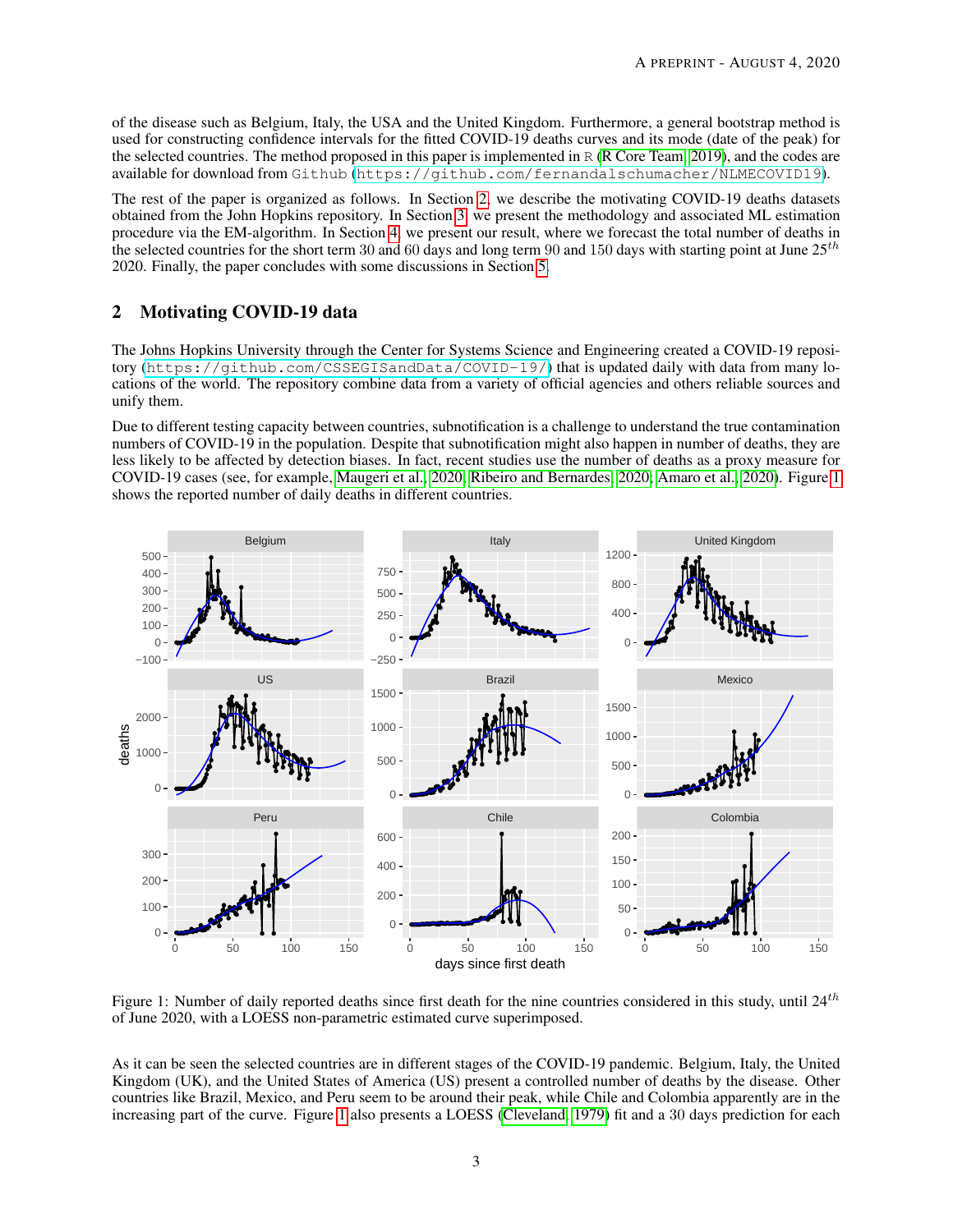of the disease such as Belgium, Italy, the USA and the United Kingdom. Furthermore, a general bootstrap method is used for constructing confidence intervals for the fitted COVID-19 deaths curves and its mode (date of the peak) for the selected countries. The method proposed in this paper is implemented in R (R Core Team, 2019), and the codes are available for download from Github (https://github.com/fernandalschumacher/NLMECOVID19).

The rest of the paper is organized as follows. In Section 2, we describe the motivating COVID-19 deaths datasets obtained from the John Hopkins repository. In Section 3, we present the methodology and associated ML estimation procedure via the EM-algorithm. In Section 4, we present our result, where we forecast the total number of deaths in the selected countries for the short term 30 and 60 days and long term 90 and 150 days with starting point at June $25^{th}$ 2020. Finally, the paper concludes with some discussions in Section 5.

## 2 Motivating COVID-19 data

The Johns Hopkins University through the Center for Systems Science and Engineering created a COVID-19 repository (https://github.com/CSSEGISandData/COVID-19/) that is updated daily with data from many locations of the world. The repository combine data from a variety of official agencies and others reliable sources and unify them.

Due to different testing capacity between countries, subnotification is a challenge to understand the true contamination numbers of COVID-19 in the population. Despite that subnotification might also happen in number of deaths, they are less likely to be affected by detection biases. In fact, recent studies use the number of deaths as a proxy measure for COVID-19 cases (see, for example, Maugeri et al., 2020; Ribeiro and Bernardes, 2020; Amaro et al., 2020). Figure 1 shows the reported number of daily deaths in different countries.

Figure 1: Number of daily reported deaths since first death for the nine countries considered in this study, until $24^{th}$ of June 2020, with a LOESS non-parametric estimated curve superimposed.

As it can be seen the selected countries are in different stages of the COVID-19 pandemic. Belgium, Italy, the United Kingdom (UK), and the United States of America (US) present a controlled number of deaths by the disease. Other countries like Brazil, Mexico, and Peru seem to be around their peak, while Chile and Colombia apparently are in the increasing part of the curve. Figure 1 also presents a LOESS (Cleveland, 1979) fit and a 30 days prediction for each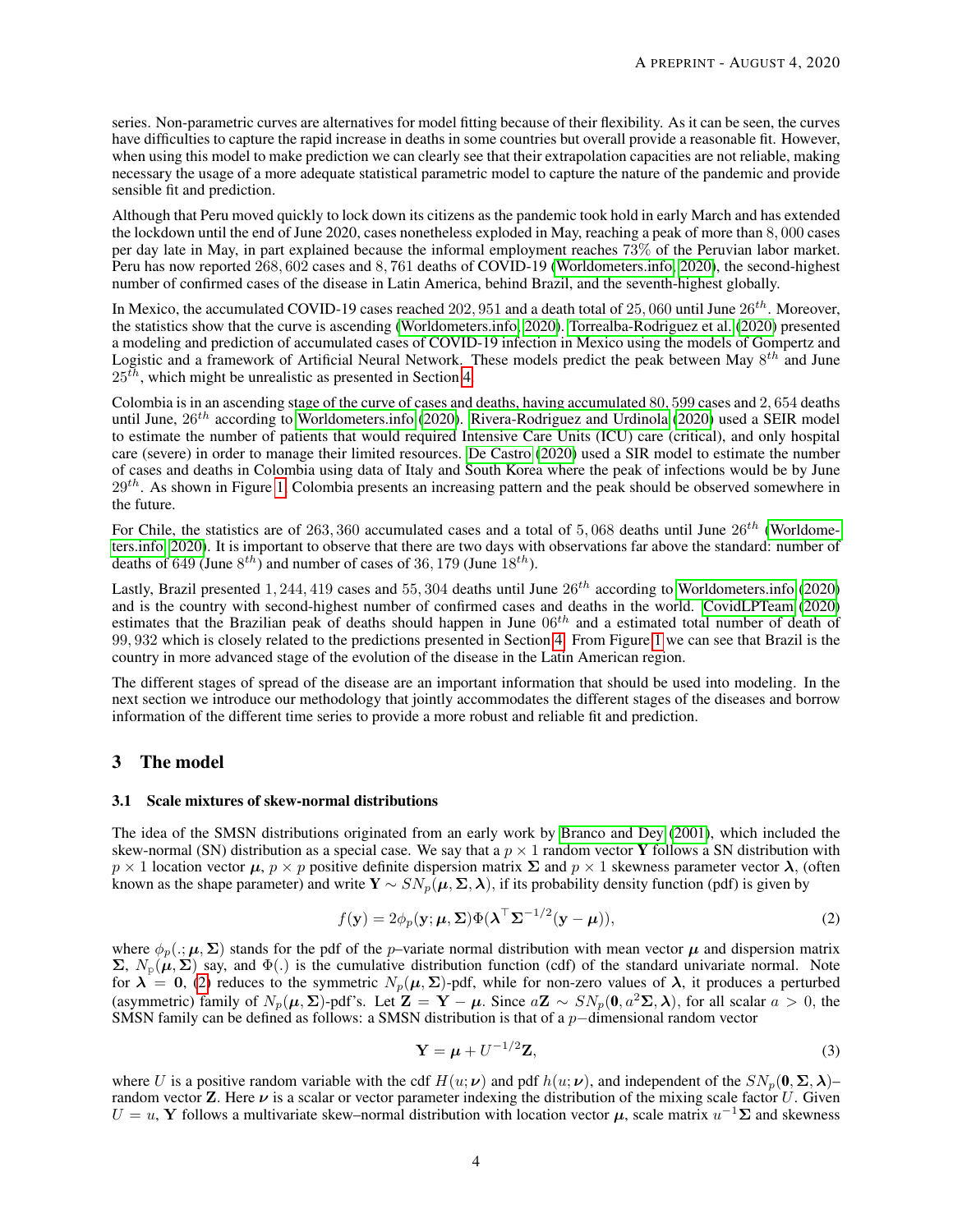series. Non-parametric curves are alternatives for model fitting because of their flexibility. As it can be seen, the curves have difficulties to capture the rapid increase in deaths in some countries but overall provide a reasonable fit. However, when using this model to make prediction we can clearly see that their extrapolation capacities are not reliable, making necessary the usage of a more adequate statistical parametric model to capture the nature of the pandemic and provide sensible fit and prediction.

Although that Peru moved quickly to lock down its citizens as the pandemic took hold in early March and has extended the lockdown until the end of June 2020, cases nonetheless exploded in May, reaching a peak of more than $8,000$ cases per day late in May, in part explained because the informal employment reaches $73\%$ of the Peruvian labor market. Peru has now reported $268,602$ cases and $8,761$ deaths of COVID-19 (Worldometers.info, 2020), the second-highest number of confirmed cases of the disease in Latin America, behind Brazil, and the seventh-highest globally.

In Mexico, the accumulated COVID-19 cases reached $202,951$ and a death total of $25,060$ until June $26^{th}$. Moreover, the statistics show that the curve is ascending (Worldometers.info, 2020). Torrealba-Rodriguez et al. (2020) presented a modeling and prediction of accumulated cases of COVID-19 infection in Mexico using the models of Gompertz and Logistic and a framework of Artificial Neural Network. These models predict the peak between May $8^{th}$ and June $25^{th}$, which might be unrealistic as presented in Section 4.

Colombia is in an ascending stage of the curve of cases and deaths, having accumulated $80,599$ cases and $2,654$ deaths until June, $26^{th}$ according to Worldometers.info (2020). Rivera-Rodriguez and Urdinola (2020) used a SEIR model to estimate the number of patients that would required Intensive Care Units (ICU) care (critical), and only hospital care (severe) in order to manage their limited resources. De Castro (2020) used a SIR model to estimate the number of cases and deaths in Colombia using data of Italy and South Korea where the peak of infections would be by June $29^{th}$. As shown in Figure 1, Colombia presents an increasing pattern and the peak should be observed somewhere in the future.

For Chile, the statistics are of $263,360$ accumulated cases and a total of $5,068$ deaths until June $26^{th}$ (Worldometers.info, 2020). It is important to observe that there are two days with observations far above the standard: number of deaths of $649$ (June $8^{th}$) and number of cases of $36,179$ (June $18^{th}$).

Lastly, Brazil presented $1,244,419$ cases and $55,304$ deaths until June $26^{th}$ according to Worldometers.info (2020) and is the country with second-highest number of confirmed cases and deaths in the world. CovidLPTeam (2020) estimates that the Brazilian peak of deaths should happen in June $06^{th}$ and a estimated total number of death of $99,932$ which is closely related to the predictions presented in Section 4. From Figure 1 we can see that Brazil is the country in more advanced stage of the evolution of the disease in the Latin American region.

The different stages of spread of the disease are an important information that should be used into modeling. In the next section we introduce our methodology that jointly accommodates the different stages of the diseases and borrow information of the different time series to provide a more robust and reliable fit and prediction.

## 3 The model

### 3.1 Scale mixtures of skew-normal distributions

The idea of the SMSN distributions originated from an early work by Branco and Dey (2001), which included the skew-normal (SN) distribution as a special case. We say that a $p \times 1$ random vector $\mathbf{Y}$ follows a SN distribution with $p \times 1$ location vector $\boldsymbol{\mu}$, $p \times p$ positive definite dispersion matrix $\boldsymbol{\Sigma}$ and $p \times 1$ skewness parameter vector $\boldsymbol{\lambda}$, (often known as the shape parameter) and write $\mathbf{Y} \sim SN_p(\boldsymbol{\mu}, \boldsymbol{\Sigma}, \boldsymbol{\lambda})$, if its probability density function (pdf) is given by

$$f(\mathbf{y}) = 2\phi_p(\mathbf{y}; \boldsymbol{\mu}, \boldsymbol{\Sigma})\Phi(\boldsymbol{\lambda}^\top \boldsymbol{\Sigma}^{-1/2}(\mathbf{y} - \boldsymbol{\mu})), \tag{2}$$

where $\phi_p(.; \boldsymbol{\mu}, \boldsymbol{\Sigma})$ stands for the pdf of the $p$–variate normal distribution with mean vector $\boldsymbol{\mu}$ and dispersion matrix $\boldsymbol{\Sigma}$, $N_p(\boldsymbol{\mu}, \boldsymbol{\Sigma})$ say, and $\Phi(.)$ is the cumulative distribution function (cdf) of the standard univariate normal. Note for $\boldsymbol{\lambda} = \mathbf{0}$, (2) reduces to the symmetric $N_p(\boldsymbol{\mu}, \boldsymbol{\Sigma})$-pdf, while for non-zero values of $\boldsymbol{\lambda}$, it produces a perturbed (asymmetric) family of $N_p(\boldsymbol{\mu}, \boldsymbol{\Sigma})$-pdf's. Let $\mathbf{Z} = \mathbf{Y} - \boldsymbol{\mu}$. Since $a\mathbf{Z} \sim SN_p(\mathbf{0}, a^2\boldsymbol{\Sigma}, \boldsymbol{\lambda})$, for all scalar $a > 0$, the SMSN family can be defined as follows: a SMSN distribution is that of a $p-$dimensional random vector

$$\mathbf{Y} = \boldsymbol{\mu} + U^{-1/2}\mathbf{Z}, \tag{3}$$

where $U$ is a positive random variable with the cdf $H(u; \boldsymbol{\nu})$ and pdf $h(u; \boldsymbol{\nu})$, and independent of the $SN_p(\mathbf{0}, \boldsymbol{\Sigma}, \boldsymbol{\lambda})$–random vector $\mathbf{Z}$. Here $\boldsymbol{\nu}$ is a scalar or vector parameter indexing the distribution of the mixing scale factor $U$. Given $U = u$, $\mathbf{Y}$ follows a multivariate skew–normal distribution with location vector $\boldsymbol{\mu}$, scale matrix $u^{-1}\boldsymbol{\Sigma}$ and skewness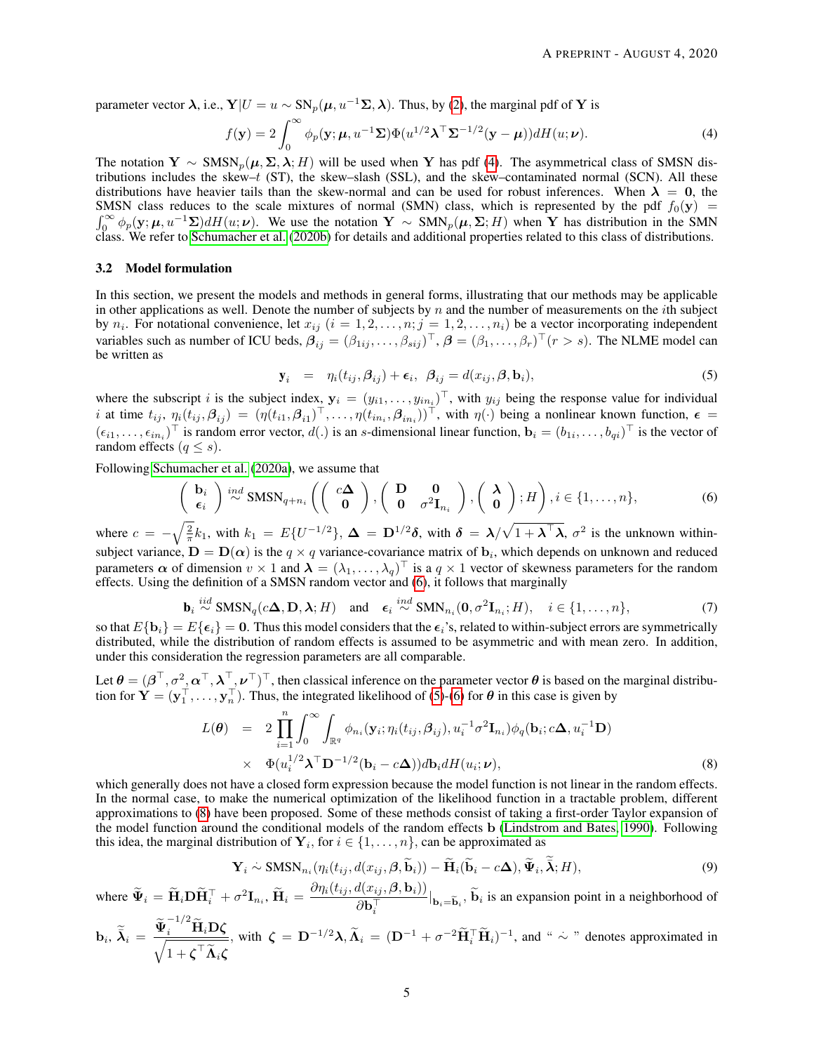parameter vector $\boldsymbol{\lambda}$, i.e., $\mathbf{Y}|U = u \sim \text{SN}_p(\boldsymbol{\mu}, u^{-1}\boldsymbol{\Sigma}, \boldsymbol{\lambda})$. Thus, by (2), the marginal pdf of $\mathbf{Y}$ is

$$f(\mathbf{y}) = 2\int_0^\infty \phi_p(\mathbf{y}; \boldsymbol{\mu}, u^{-1}\boldsymbol{\Sigma})\Phi(u^{1/2}\boldsymbol{\lambda}^\top\boldsymbol{\Sigma}^{-1/2}(\mathbf{y}-\boldsymbol{\mu}))dH(u;\boldsymbol{\nu}). \tag{4}$$

The notation $\mathbf{Y} \sim \text{SMSN}_p(\boldsymbol{\mu}, \boldsymbol{\Sigma}, \boldsymbol{\lambda}; H)$ will be used when $\mathbf{Y}$ has pdf (4). The asymmetrical class of SMSN distributions includes the skew–$t$ (ST), the skew–slash (SSL), and the skew–contaminated normal (SCN). All these distributions have heavier tails than the skew-normal and can be used for robust inferences. When $\boldsymbol{\lambda} = \mathbf{0}$, the SMSN class reduces to the scale mixtures of normal (SMN) class, which is represented by the pdf $f_0(\mathbf{y}) = \int_0^\infty \phi_p(\mathbf{y}; \boldsymbol{\mu}, u^{-1}\boldsymbol{\Sigma})dH(u;\boldsymbol{\nu})$. We use the notation $\mathbf{Y} \sim \text{SMN}_p(\boldsymbol{\mu}, \boldsymbol{\Sigma}; H)$ when $\mathbf{Y}$ has distribution in the SMN class. We refer to Schumacher et al. (2020b) for details and additional properties related to this class of distributions.

### 3.2 Model formulation

In this section, we present the models and methods in general forms, illustrating that our methods may be applicable in other applications as well. Denote the number of subjects by $n$ and the number of measurements on the $i$th subject by $n_i$. For notational convenience, let $x_{ij}$ $(i = 1, 2, \ldots, n; j = 1, 2, \ldots, n_i)$ be a vector incorporating independent variables such as number of ICU beds, $\boldsymbol{\beta}_{ij} = (\beta_{1ij}, \ldots, \beta_{sij})^\top$, $\boldsymbol{\beta} = (\beta_1, \ldots, \beta_r)^\top (r > s)$. The NLME model can be written as

$$\mathbf{y}_i \;\; = \;\; \eta_i(t_{ij}, \boldsymbol{\beta}_{ij}) + \boldsymbol{\epsilon}_i, \;\; \boldsymbol{\beta}_{ij} = d(x_{ij}, \boldsymbol{\beta}, \mathbf{b}_i), \tag{5}$$

where the subscript $i$ is the subject index, $\mathbf{y}_i = (y_{i1}, \ldots, y_{in_i})^\top$, with $y_{ij}$ being the response value for individual $i$ at time $t_{ij}$, $\eta_i(t_{ij}, \boldsymbol{\beta}_{ij}) = (\eta(t_{i1}, \boldsymbol{\beta}_{i1})^\top, \ldots, \eta(t_{in_i}, \boldsymbol{\beta}_{in_i}))^\top$, with $\eta(\cdot)$ being a nonlinear known function, $\boldsymbol{\epsilon} = (\epsilon_{i1}, \ldots, \epsilon_{in_i})^\top$ is random error vector, $d(.)$ is an $s$-dimensional linear function, $\mathbf{b}_i = (b_{1i}, \ldots, b_{qi})^\top$ is the vector of random effects $(q \leq s)$.

Following Schumacher et al. (2020a), we assume that

$$\begin{pmatrix} \mathbf{b}_i \\ \boldsymbol{\epsilon}_i \end{pmatrix} \overset{ind}{\sim} \text{SMSN}_{q+n_i}\left(\begin{pmatrix} c\boldsymbol{\Delta} \\ \mathbf{0} \end{pmatrix}, \begin{pmatrix} \mathbf{D} & \mathbf{0} \\ \mathbf{0} & \sigma^2\mathbf{I}_{n_i} \end{pmatrix}, \begin{pmatrix} \boldsymbol{\lambda} \\ \mathbf{0} \end{pmatrix}; H\right), i \in \{1, \ldots, n\}, \tag{6}$$

where $c = -\sqrt{\frac{2}{\pi}}k_1$, with $k_1 = E\{U^{-1/2}\}$, $\boldsymbol{\Delta} = \mathbf{D}^{1/2}\boldsymbol{\delta}$, with $\boldsymbol{\delta} = \boldsymbol{\lambda}/\sqrt{1+\boldsymbol{\lambda}^\top\boldsymbol{\lambda}}$, $\sigma^2$ is the unknown within-subject variance, $\mathbf{D} = \mathbf{D}(\boldsymbol{\alpha})$ is the $q \times q$ variance-covariance matrix of $\mathbf{b}_i$, which depends on unknown and reduced parameters $\boldsymbol{\alpha}$ of dimension $v \times 1$ and $\boldsymbol{\lambda} = (\lambda_1, \ldots, \lambda_q)^\top$ is a $q \times 1$ vector of skewness parameters for the random effects. Using the definition of a SMSN random vector and (6), it follows that marginally

$$\mathbf{b}_i \overset{iid}{\sim} \text{SMSN}_q(c\boldsymbol{\Delta}, \mathbf{D}, \boldsymbol{\lambda}; H) \quad \text{and} \quad \boldsymbol{\epsilon}_i \overset{ind}{\sim} \text{SMN}_{n_i}(\mathbf{0}, \sigma^2\mathbf{I}_{n_i}; H), \quad i \in \{1, \ldots, n\}, \tag{7}$$

so that $E\{\mathbf{b}_i\} = E\{\boldsymbol{\epsilon}_i\} = \mathbf{0}$. Thus this model considers that the $\boldsymbol{\epsilon}_i$'s, related to within-subject errors are symmetrically distributed, while the distribution of random effects is assumed to be asymmetric and with mean zero. In addition, under this consideration the regression parameters are all comparable.

Let $\boldsymbol{\theta} = (\boldsymbol{\beta}^\top, \sigma^2, \boldsymbol{\alpha}^\top, \boldsymbol{\lambda}^\top, \boldsymbol{\nu}^\top)^\top$, then classical inference on the parameter vector $\boldsymbol{\theta}$ is based on the marginal distribution for $\mathbf{Y} = (\mathbf{y}_1^\top, \ldots, \mathbf{y}_n^\top)$. Thus, the integrated likelihood of (5)-(6) for $\boldsymbol{\theta}$ in this case is given by

$$\begin{aligned} L(\boldsymbol{\theta}) \;\; &= \;\; 2\prod_{i=1}^n \int_0^\infty \int_{\mathbb{R}^q} \phi_{n_i}(\mathbf{y}_i; \eta_i(t_{ij}, \boldsymbol{\beta}_{ij}), u_i^{-1}\sigma^2\mathbf{I}_{n_i})\phi_q(\mathbf{b}_i; c\boldsymbol{\Delta}, u_i^{-1}\mathbf{D}) \\ &\times \;\; \Phi(u_i^{1/2}\boldsymbol{\lambda}^\top\mathbf{D}^{-1/2}(\mathbf{b}_i - c\boldsymbol{\Delta}))d\mathbf{b}_i dH(u_i;\boldsymbol{\nu}), \end{aligned} \tag{8}$$

which generally does not have a closed form expression because the model function is not linear in the random effects. In the normal case, to make the numerical optimization of the likelihood function in a tractable problem, different approximations to (8) have been proposed. Some of these methods consist of taking a first-order Taylor expansion of the model function around the conditional models of the random effects $\mathbf{b}$ (Lindstrom and Bates, 1990). Following this idea, the marginal distribution of $\mathbf{Y}_i$, for $i \in \{1, \ldots, n\}$, can be approximated as

$$\mathbf{Y}_i \;\dot{\sim}\; \text{SMSN}_{n_i}(\eta_i(t_{ij}, d(x_{ij}, \boldsymbol{\beta}, \widetilde{\mathbf{b}}_i)) - \widetilde{\mathbf{H}}_i(\widetilde{\mathbf{b}}_i - c\boldsymbol{\Delta}), \widetilde{\boldsymbol{\Psi}}_i, \widetilde{\bar{\boldsymbol{\lambda}}}_i; H), \tag{9}$$

where $\widetilde{\boldsymbol{\Psi}}_i = \widetilde{\mathbf{H}}_i\mathbf{D}\widetilde{\mathbf{H}}_i^\top + \sigma^2\mathbf{I}_{n_i}$, $\widetilde{\mathbf{H}}_i = \dfrac{\partial\eta_i(t_{ij}, d(x_{ij}, \boldsymbol{\beta}, \mathbf{b}_i))}{\partial\mathbf{b}_i^\top}\Big|_{\mathbf{b}_i = \widetilde{\mathbf{b}}_i}$, $\widetilde{\mathbf{b}}_i$ is an expansion point in a neighborhood of $\mathbf{b}_i$, $\widetilde{\bar{\boldsymbol{\lambda}}}_i = \dfrac{\widetilde{\boldsymbol{\Psi}}_i^{-1/2}\widetilde{\mathbf{H}}_i\mathbf{D}\boldsymbol{\zeta}}{\sqrt{1+\boldsymbol{\zeta}^\top\widetilde{\boldsymbol{\Lambda}}_i\boldsymbol{\zeta}}}$, with $\boldsymbol{\zeta} = \mathbf{D}^{-1/2}\boldsymbol{\lambda}, \widetilde{\boldsymbol{\Lambda}}_i = (\mathbf{D}^{-1} + \sigma^{-2}\widetilde{\mathbf{H}}_i^\top\widetilde{\mathbf{H}}_i)^{-1}$, and " $\dot{\sim}$ " denotes approximated in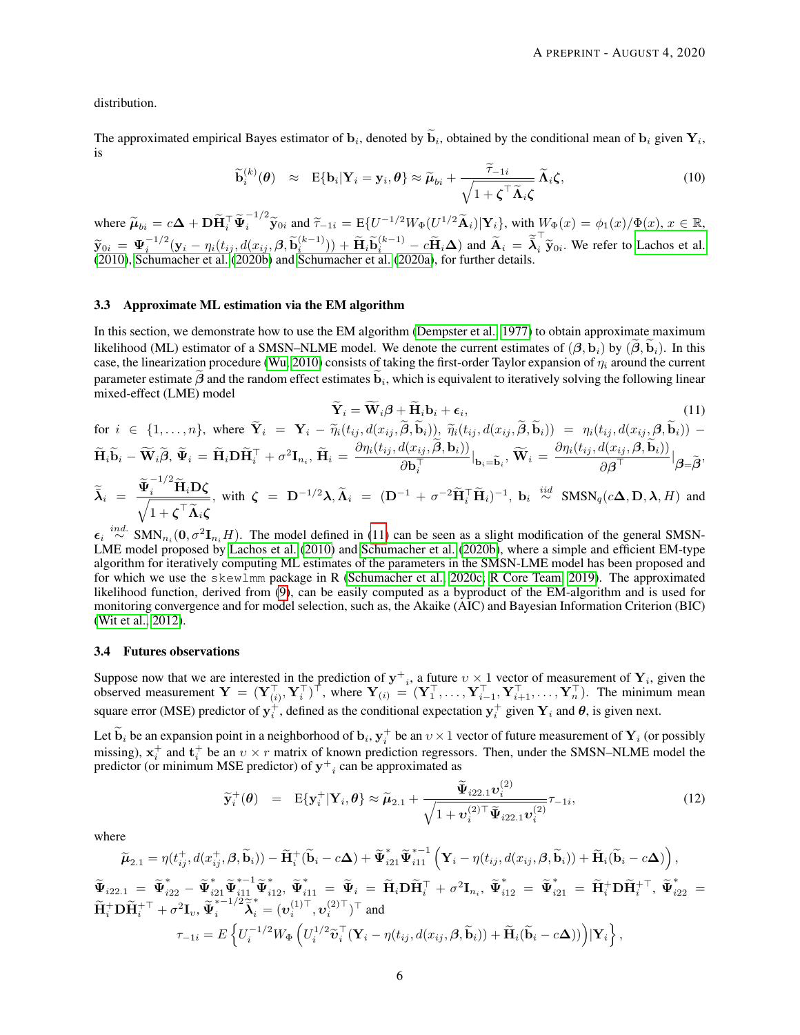distribution.

The approximated empirical Bayes estimator of $\mathbf{b}_i$, denoted by $\widetilde{\mathbf{b}}_i$, obtained by the conditional mean of $\mathbf{b}_i$ given $\mathbf{Y}_i$, is

$$
\widetilde{\mathbf{b}}_i^{(k)}(\boldsymbol{\theta}) \quad \approx \quad \mathrm{E}\{\mathbf{b}_i|\mathbf{Y}_i = \mathbf{y}_i, \boldsymbol{\theta}\} \approx \widetilde{\boldsymbol{\mu}}_{bi} + \frac{\widetilde{\tau}_{-1i}}{\sqrt{1+\boldsymbol{\zeta}^\top \widetilde{\boldsymbol{\Lambda}}_i \boldsymbol{\zeta}}} \widetilde{\boldsymbol{\Lambda}}_i \boldsymbol{\zeta}, \tag{10}
$$

where $\widetilde{\boldsymbol{\mu}}_{bi} = c\boldsymbol{\Delta} + \mathbf{D}\widetilde{\mathbf{H}}_i^\top \widetilde{\boldsymbol{\Psi}}_i^{-1/2} \widetilde{\mathbf{y}}_{0i}$ and $\widetilde{\tau}_{-1i} = \mathrm{E}\{U^{-1/2} W_\Phi(U^{1/2}\widetilde{\mathbf{A}}_i)|\mathbf{Y}_i\}$, with $W_\Phi(x) = \phi_1(x)/\Phi(x)$, $x \in \mathbb{R}$, $\widetilde{\mathbf{y}}_{0i} = \boldsymbol{\Psi}_i^{-1/2}(\mathbf{y}_i - \eta_i(t_{ij}, d(x_{ij}, \boldsymbol{\beta}, \widetilde{\mathbf{b}}_i^{(k-1)})) + \widetilde{\mathbf{H}}_i \widetilde{\mathbf{b}}_i^{(k-1)} - c\widetilde{\mathbf{H}}_i \boldsymbol{\Delta})$ and $\widetilde{\mathbf{A}}_i = \widetilde{\widetilde{\boldsymbol{\lambda}}}_i^\top \widetilde{\mathbf{y}}_{0i}$. We refer to Lachos et al. (2010), Schumacher et al. (2020b) and Schumacher et al. (2020a), for further details.

### 3.3 Approximate ML estimation via the EM algorithm

In this section, we demonstrate how to use the EM algorithm (Dempster et al., 1977) to obtain approximate maximum likelihood (ML) estimator of a SMSN–NLME model. We denote the current estimates of $(\boldsymbol{\beta}, \mathbf{b}_i)$ by $(\widetilde{\boldsymbol{\beta}}, \widetilde{\mathbf{b}}_i)$. In this case, the linearization procedure (Wu, 2010) consists of taking the first-order Taylor expansion of $\eta_i$ around the current parameter estimate $\widetilde{\boldsymbol{\beta}}$ and the random effect estimates $\widetilde{\mathbf{b}}_i$, which is equivalent to iteratively solving the following linear mixed-effect (LME) model

$$
\widetilde{\mathbf{Y}}_i = \widetilde{\mathbf{W}}_i \boldsymbol{\beta} + \widetilde{\mathbf{H}}_i \mathbf{b}_i + \boldsymbol{\epsilon}_i, \tag{11}
$$

for $i \in \{1, \ldots, n\}$, where $\widetilde{\mathbf{Y}}_i = \mathbf{Y}_i - \widetilde{\eta}_i(t_{ij}, d(x_{ij}, \widetilde{\boldsymbol{\beta}}, \widetilde{\mathbf{b}}_i))$, $\widetilde{\eta}_i(t_{ij}, d(x_{ij}, \widetilde{\boldsymbol{\beta}}, \widetilde{\mathbf{b}}_i)) = \eta_i(t_{ij}, d(x_{ij}, \boldsymbol{\beta}, \widetilde{\mathbf{b}}_i)) - \widetilde{\mathbf{H}}_i \widetilde{\mathbf{b}}_i - \widetilde{\mathbf{W}}_i \widetilde{\boldsymbol{\beta}}$, $\widetilde{\boldsymbol{\Psi}}_i = \widetilde{\mathbf{H}}_i \mathbf{D} \widetilde{\mathbf{H}}_i^\top + \sigma^2 \mathbf{I}_{n_i}$, $\widetilde{\mathbf{H}}_i = \dfrac{\partial \eta_i(t_{ij}, d(x_{ij}, \widetilde{\boldsymbol{\beta}}, \mathbf{b}_i))}{\partial \mathbf{b}_i^\top}\Big|_{\mathbf{b}_i = \widetilde{\mathbf{b}}_i}$, $\widetilde{\mathbf{W}}_i = \dfrac{\partial \eta_i(t_{ij}, d(x_{ij}, \boldsymbol{\beta}, \widetilde{\mathbf{b}}_i))}{\partial \boldsymbol{\beta}^\top}\Big|_{\boldsymbol{\beta} = \widetilde{\boldsymbol{\beta}}}$, $\widetilde{\widetilde{\boldsymbol{\lambda}}}_i = \dfrac{\widetilde{\boldsymbol{\Psi}}_i^{-1/2} \widetilde{\mathbf{H}}_i \mathbf{D} \boldsymbol{\zeta}}{\sqrt{1 + \boldsymbol{\zeta}^\top \widetilde{\boldsymbol{\Lambda}}_i \boldsymbol{\zeta}}}$, with $\boldsymbol{\zeta} = \mathbf{D}^{-1/2} \boldsymbol{\lambda}$, $\widetilde{\boldsymbol{\Lambda}}_i = (\mathbf{D}^{-1} + \sigma^{-2} \widetilde{\mathbf{H}}_i^\top \widetilde{\mathbf{H}}_i)^{-1}$, $\mathbf{b}_i \overset{iid}{\sim} \mathrm{SMSN}_q(c\boldsymbol{\Delta}, \mathbf{D}, \boldsymbol{\lambda}, H)$ and $\boldsymbol{\epsilon}_i \overset{ind.}{\sim} \mathrm{SMN}_{n_i}(\mathbf{0}, \sigma^2 \mathbf{I}_{n_i} H)$. The model defined in (11) can be seen as a slight modification of the general SMSN-LME model proposed by Lachos et al. (2010) and Schumacher et al. (2020b), where a simple and efficient EM-type algorithm for iteratively computing ML estimates of the parameters in the SMSN-LME model has been proposed and for which we use the `skewlmm` package in R (Schumacher et al., 2020c; R Core Team, 2019). The approximated likelihood function, derived from (9), can be easily computed as a byproduct of the EM-algorithm and is used for monitoring convergence and for model selection, such as, the Akaike (AIC) and Bayesian Information Criterion (BIC) (Wit et al., 2012).

### 3.4 Futures observations

Suppose now that we are interested in the prediction of $\mathbf{y}^+{}_i$, a future $\upsilon \times 1$ vector of measurement of $\mathbf{Y}_i$, given the observed measurement $\mathbf{Y} = (\mathbf{Y}_{(i)}^\top, \mathbf{Y}_i^\top)^\top$, where $\mathbf{Y}_{(i)} = (\mathbf{Y}_1^\top, \ldots, \mathbf{Y}_{i-1}^\top, \mathbf{Y}_{i+1}^\top, \ldots, \mathbf{Y}_n^\top)$. The minimum mean square error (MSE) predictor of $\mathbf{y}_i^+$, defined as the conditional expectation $\mathbf{y}_i^+$ given $\mathbf{Y}_i$ and $\boldsymbol{\theta}$, is given next.

Let $\widetilde{\mathbf{b}}_i$ be an expansion point in a neighborhood of $\mathbf{b}_i$, $\mathbf{y}_i^+$ be an $\upsilon \times 1$ vector of future measurement of $\mathbf{Y}_i$ (or possibly missing), $\mathbf{x}_i^+$ and $\mathbf{t}_i^+$ be an $\upsilon \times r$ matrix of known prediction regressors. Then, under the SMSN–NLME model the predictor (or minimum MSE predictor) of $\mathbf{y}^+{}_i$ can be approximated as

$$
\widetilde{\mathbf{y}}_i^+(\boldsymbol{\theta}) \quad = \quad \mathrm{E}\{\mathbf{y}_i^+|\mathbf{Y}_i, \boldsymbol{\theta}\} \approx \widetilde{\boldsymbol{\mu}}_{2.1} + \frac{\widetilde{\boldsymbol{\Psi}}_{i22.1} \boldsymbol{\upsilon}_i^{(2)}}{\sqrt{1 + \boldsymbol{\upsilon}_i^{(2)\top} \widetilde{\boldsymbol{\Psi}}_{i22.1} \boldsymbol{\upsilon}_i^{(2)}}} \tau_{-1i}, \tag{12}
$$

where

$$
\widetilde{\boldsymbol{\mu}}_{2.1} = \eta(t_{ij}^+, d(x_{ij}^+, \boldsymbol{\beta}, \widetilde{\mathbf{b}}_i)) - \widetilde{\mathbf{H}}_i^+(\widetilde{\mathbf{b}}_i - c\boldsymbol{\Delta}) + \widetilde{\boldsymbol{\Psi}}_{i21}^* \widetilde{\boldsymbol{\Psi}}_{i11}^{*-1} \left( \mathbf{Y}_i - \eta(t_{ij}, d(x_{ij}, \boldsymbol{\beta}, \widetilde{\mathbf{b}}_i)) + \widetilde{\mathbf{H}}_i(\widetilde{\mathbf{b}}_i - c\boldsymbol{\Delta}) \right),
$$

$\widetilde{\boldsymbol{\Psi}}_{i22.1} = \widetilde{\boldsymbol{\Psi}}_{i22}^* - \widetilde{\boldsymbol{\Psi}}_{i21}^* \widetilde{\boldsymbol{\Psi}}_{i11}^{*-1} \widetilde{\boldsymbol{\Psi}}_{i12}^*$, $\widetilde{\boldsymbol{\Psi}}_{i11}^* = \widetilde{\boldsymbol{\Psi}}_i = \widetilde{\mathbf{H}}_i \mathbf{D} \widetilde{\mathbf{H}}_i^\top + \sigma^2 \mathbf{I}_{n_i}$, $\widetilde{\boldsymbol{\Psi}}_{i12}^* = \widetilde{\boldsymbol{\Psi}}_{i21}^* = \widetilde{\mathbf{H}}_i^+ \mathbf{D} \widetilde{\mathbf{H}}_i^{+\top}$, $\widetilde{\boldsymbol{\Psi}}_{i22}^* = \widetilde{\mathbf{H}}_i^+ \mathbf{D} \widetilde{\mathbf{H}}_i^{+\top} + \sigma^2 \mathbf{I}_\upsilon$, $\widetilde{\boldsymbol{\Psi}}_i^{*-1/2} \widetilde{\boldsymbol{\lambda}}_i^* = (\boldsymbol{\upsilon}_i^{(1)\top}, \boldsymbol{\upsilon}_i^{(2)\top})^\top$ and

$$
\tau_{-1i} = E\left\{ U_i^{-1/2} W_\Phi \left( U_i^{1/2} \widetilde{\boldsymbol{\upsilon}}_i^\top (\mathbf{Y}_i - \eta(t_{ij}, d(x_{ij}, \boldsymbol{\beta}, \widetilde{\mathbf{b}}_i)) + \widetilde{\mathbf{H}}_i(\widetilde{\mathbf{b}}_i - c\boldsymbol{\Delta})) \right) | \mathbf{Y}_i \right\},
$$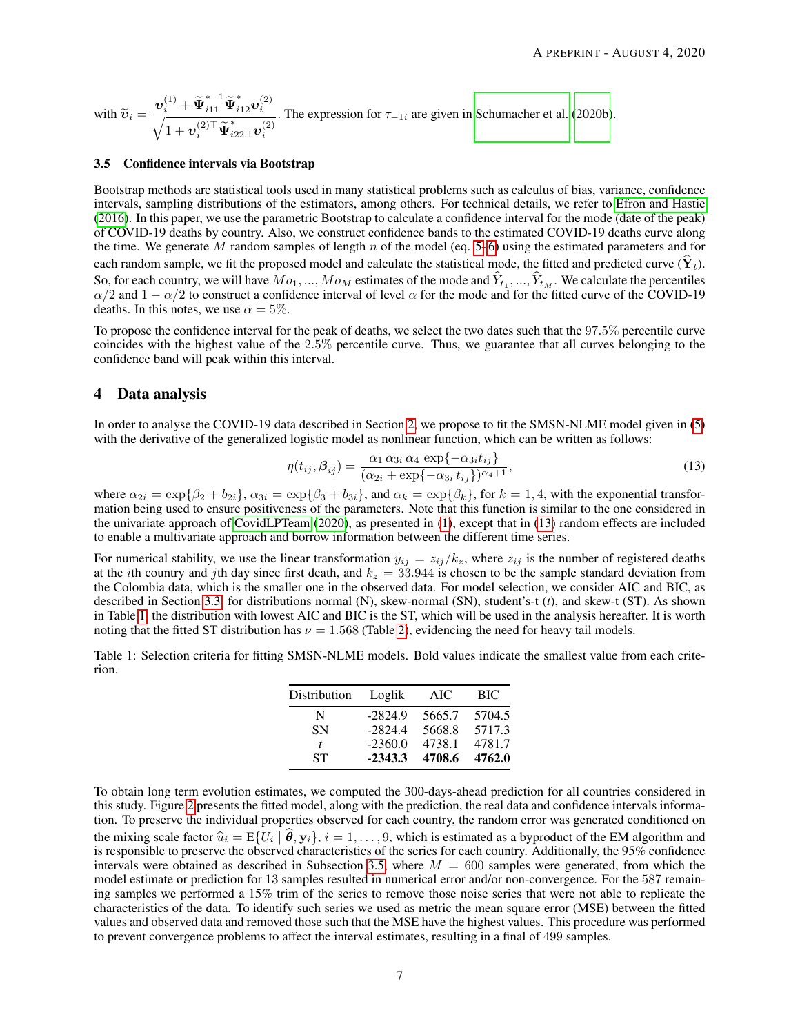with $\widetilde{\boldsymbol{\upsilon}}_i = \dfrac{\boldsymbol{\upsilon}_i^{(1)} + \widetilde{\boldsymbol{\Psi}}_{i11}^{*-1}\widetilde{\boldsymbol{\Psi}}_{i12}^{*}\boldsymbol{\upsilon}_i^{(2)}}{\sqrt{1+\boldsymbol{\upsilon}_i^{(2)\top}\widetilde{\boldsymbol{\Psi}}_{i22.1}^{*}\boldsymbol{\upsilon}_i^{(2)}}}$. The expression for $\tau_{-1i}$ are given in Schumacher et al. (2020b).

### 3.5 Confidence intervals via Bootstrap

Bootstrap methods are statistical tools used in many statistical problems such as calculus of bias, variance, confidence intervals, sampling distributions of the estimators, among others. For technical details, we refer to Efron and Hastie (2016). In this paper, we use the parametric Bootstrap to calculate a confidence interval for the mode (date of the peak) of COVID-19 deaths by country. Also, we construct confidence bands to the estimated COVID-19 deaths curve along the time. We generate $M$ random samples of length $n$ of the model (eq. 5–6) using the estimated parameters and for each random sample, we fit the proposed model and calculate the statistical mode, the fitted and predicted curve ($\widehat{\mathbf{Y}}_t$). So, for each country, we will have $Mo_1, ..., Mo_M$ estimates of the mode and $\widehat{Y}_{t_1}, ..., \widehat{Y}_{t_M}$. We calculate the percentiles $\alpha/2$ and $1-\alpha/2$ to construct a confidence interval of level $\alpha$ for the mode and for the fitted curve of the COVID-19 deaths. In this notes, we use $\alpha = 5\%$.

To propose the confidence interval for the peak of deaths, we select the two dates such that the 97.5% percentile curve coincides with the highest value of the 2.5% percentile curve. Thus, we guarantee that all curves belonging to the confidence band will peak within this interval.

## 4 Data analysis

In order to analyse the COVID-19 data described in Section 2, we propose to fit the SMSN-NLME model given in (5) with the derivative of the generalized logistic model as nonlinear function, which can be written as follows:

$$\eta(t_{ij}, \boldsymbol{\beta}_{ij}) = \frac{\alpha_1\,\alpha_{3i}\,\alpha_4\,\exp\{-\alpha_{3i}t_{ij}\}}{(\alpha_{2i} + \exp\{-\alpha_{3i}\,t_{ij}\})^{\alpha_4+1}}, \tag{13}$$

where $\alpha_{2i} = \exp\{\beta_2 + b_{2i}\}$, $\alpha_{3i} = \exp\{\beta_3 + b_{3i}\}$, and $\alpha_k = \exp\{\beta_k\}$, for $k = 1, 4$, with the exponential transformation being used to ensure positiveness of the parameters. Note that this function is similar to the one considered in the univariate approach of CovidLPTeam (2020), as presented in (1), except that in (13) random effects are included to enable a multivariate approach and borrow information between the different time series.

For numerical stability, we use the linear transformation $y_{ij} = z_{ij}/k_z$, where $z_{ij}$ is the number of registered deaths at the $i$th country and $j$th day since first death, and $k_z = 33.944$ is chosen to be the sample standard deviation from the Colombia data, which is the smaller one in the observed data. For model selection, we consider AIC and BIC, as described in Section 3.3, for distributions normal (N), skew-normal (SN), student's-t (*t*), and skew-t (ST). As shown in Table 1, the distribution with lowest AIC and BIC is the ST, which will be used in the analysis hereafter. It is worth noting that the fitted ST distribution has $\nu = 1.568$ (Table 2), evidencing the need for heavy tail models.

Table 1: Selection criteria for fitting SMSN-NLME models. Bold values indicate the smallest value from each criterion.

| Distribution | Loglik | AIC | BIC |
|---|---|---|---|
| N | -2824.9 | 5665.7 | 5704.5 |
| SN | -2824.4 | 5668.8 | 5717.3 |
| *t* | -2360.0 | 4738.1 | 4781.7 |
| ST | **-2343.3** | **4708.6** | **4762.0** |

To obtain long term evolution estimates, we computed the 300-days-ahead prediction for all countries considered in this study. Figure 2 presents the fitted model, along with the prediction, the real data and confidence intervals information. To preserve the individual properties observed for each country, the random error was generated conditioned on the mixing scale factor $\widehat{u}_i = \mathrm{E}\{U_i \mid \widehat{\boldsymbol{\theta}}, \mathbf{y}_i\}$, $i = 1, \ldots, 9$, which is estimated as a byproduct of the EM algorithm and is responsible to preserve the observed characteristics of the series for each country. Additionally, the 95% confidence intervals were obtained as described in Subsection 3.5, where $M = 600$ samples were generated, from which the model estimate or prediction for 13 samples resulted in numerical error and/or non-convergence. For the 587 remaining samples we performed a 15% trim of the series to remove those noise series that were not able to replicate the characteristics of the data. To identify such series we used as metric the mean square error (MSE) between the fitted values and observed data and removed those such that the MSE have the highest values. This procedure was performed to prevent convergence problems to affect the interval estimates, resulting in a final of 499 samples.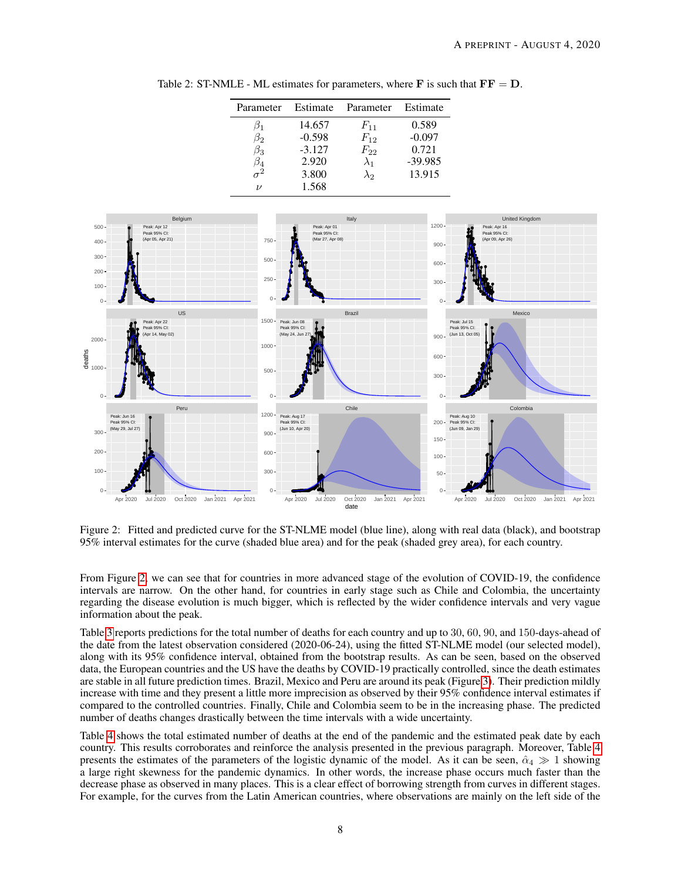Table 2: ST-NMLE - ML estimates for parameters, where $\mathbf{F}$ is such that $\mathbf{FF} = \mathbf{D}$.

| Parameter | Estimate | Parameter | Estimate |
|---|---|---|---|
| $\beta_1$ | 14.657 | $F_{11}$ | 0.589 |
| $\beta_2$ | -0.598 | $F_{12}$ | -0.097 |
| $\beta_3$ | -3.127 | $F_{22}$ | 0.721 |
| $\beta_4$ | 2.920 | $\lambda_1$ | -39.985 |
| $\sigma^2$ | 3.800 | $\lambda_2$ | 13.915 |
| $\nu$ | 1.568 | | |

Figure 2: Fitted and predicted curve for the ST-NLME model (blue line), along with real data (black), and bootstrap 95% interval estimates for the curve (shaded blue area) and for the peak (shaded grey area), for each country.

From Figure 2, we can see that for countries in more advanced stage of the evolution of COVID-19, the confidence intervals are narrow. On the other hand, for countries in early stage such as Chile and Colombia, the uncertainty regarding the disease evolution is much bigger, which is reflected by the wider confidence intervals and very vague information about the peak.

Table 3 reports predictions for the total number of deaths for each country and up to 30, 60, 90, and 150-days-ahead of the date from the latest observation considered (2020-06-24), using the fitted ST-NLME model (our selected model), along with its 95% confidence interval, obtained from the bootstrap results. As can be seen, based on the observed data, the European countries and the US have the deaths by COVID-19 practically controlled, since the death estimates are stable in all future prediction times. Brazil, Mexico and Peru are around its peak (Figure 3). Their prediction mildly increase with time and they present a little more imprecision as observed by their 95% confidence interval estimates if compared to the controlled countries. Finally, Chile and Colombia seem to be in the increasing phase. The predicted number of deaths changes drastically between the time intervals with a wide uncertainty.

Table 4 shows the total estimated number of deaths at the end of the pandemic and the estimated peak date by each country. This results corroborates and reinforce the analysis presented in the previous paragraph. Moreover, Table 4 presents the estimates of the parameters of the logistic dynamic of the model. As it can be seen, $\hat{\alpha}_4 \gg 1$ showing a large right skewness for the pandemic dynamics. In other words, the increase phase occurs much faster than the decrease phase as observed in many places. This is a clear effect of borrowing strength from curves in different stages. For example, for the curves from the Latin American countries, where observations are mainly on the left side of the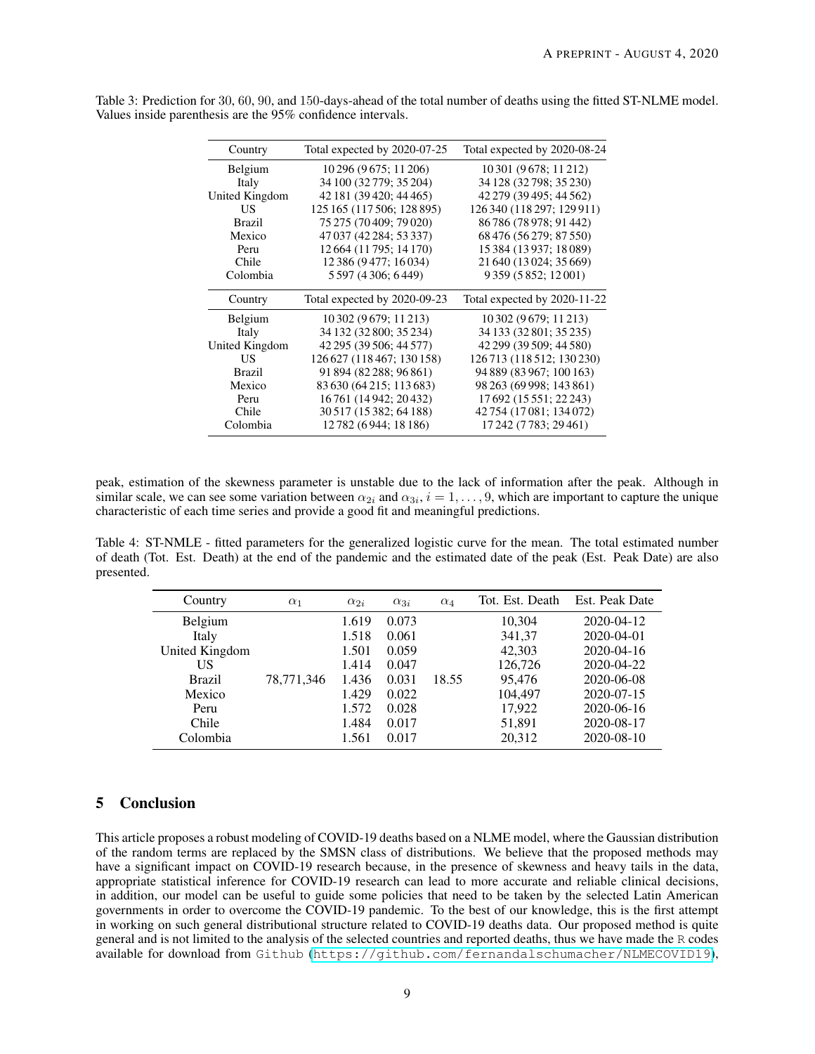Table 3: Prediction for 30, 60, 90, and 150-days-ahead of the total number of deaths using the fitted ST-NLME model. Values inside parenthesis are the 95% confidence intervals.

| Country | Total expected by 2020-07-25 | Total expected by 2020-08-24 |
|---|---|---|
| Belgium | 10 296 (9 675; 11 206) | 10 301 (9 678; 11 212) |
| Italy | 34 100 (32 779; 35 204) | 34 128 (32 798; 35 230) |
| United Kingdom | 42 181 (39 420; 44 465) | 42 279 (39 495; 44 562) |
| US | 125 165 (117 506; 128 895) | 126 340 (118 297; 129 911) |
| Brazil | 75 275 (70 409; 79 020) | 86 786 (78 978; 91 442) |
| Mexico | 47 037 (42 284; 53 337) | 68 476 (56 279; 87 550) |
| Peru | 12 664 (11 795; 14 170) | 15 384 (13 937; 18 089) |
| Chile | 12 386 (9 477; 16 034) | 21 640 (13 024; 35 669) |
| Colombia | 5 597 (4 306; 6 449) | 9 359 (5 852; 12 001) |
| **Country** | **Total expected by 2020-09-23** | **Total expected by 2020-11-22** |
| Belgium | 10 302 (9 679; 11 213) | 10 302 (9 679; 11 213) |
| Italy | 34 132 (32 800; 35 234) | 34 133 (32 801; 35 235) |
| United Kingdom | 42 295 (39 506; 44 577) | 42 299 (39 509; 44 580) |
| US | 126 627 (118 467; 130 158) | 126 713 (118 512; 130 230) |
| Brazil | 91 894 (82 288; 96 861) | 94 889 (83 967; 100 163) |
| Mexico | 83 630 (64 215; 113 683) | 98 263 (69 998; 143 861) |
| Peru | 16 761 (14 942; 20 432) | 17 692 (15 551; 22 243) |
| Chile | 30 517 (15 382; 64 188) | 42 754 (17 081; 134 072) |
| Colombia | 12 782 (6 944; 18 186) | 17 242 (7 783; 29 461) |

peak, estimation of the skewness parameter is unstable due to the lack of information after the peak. Although in similar scale, we can see some variation between $\alpha_{2i}$ and $\alpha_{3i}, i = 1, \ldots, 9$, which are important to capture the unique characteristic of each time series and provide a good fit and meaningful predictions.

Table 4: ST-NMLE - fitted parameters for the generalized logistic curve for the mean. The total estimated number of death (Tot. Est. Death) at the end of the pandemic and the estimated date of the peak (Est. Peak Date) are also presented.

| Country | $\alpha_1$ | $\alpha_{2i}$ | $\alpha_{3i}$ | $\alpha_4$ | Tot. Est. Death | Est. Peak Date |
|---|---|---|---|---|---|---|
| Belgium | | 1.619 | 0.073 | | 10,304 | 2020-04-12 |
| Italy | | 1.518 | 0.061 | | 341,37 | 2020-04-01 |
| United Kingdom | | 1.501 | 0.059 | | 42,303 | 2020-04-16 |
| US | | 1.414 | 0.047 | | 126,726 | 2020-04-22 |
| Brazil | 78,771,346 | 1.436 | 0.031 | 18.55 | 95,476 | 2020-06-08 |
| Mexico | | 1.429 | 0.022 | | 104,497 | 2020-07-15 |
| Peru | | 1.572 | 0.028 | | 17,922 | 2020-06-16 |
| Chile | | 1.484 | 0.017 | | 51,891 | 2020-08-17 |
| Colombia | | 1.561 | 0.017 | | 20,312 | 2020-08-10 |

## 5 Conclusion

This article proposes a robust modeling of COVID-19 deaths based on a NLME model, where the Gaussian distribution of the random terms are replaced by the SMSN class of distributions. We believe that the proposed methods may have a significant impact on COVID-19 research because, in the presence of skewness and heavy tails in the data, appropriate statistical inference for COVID-19 research can lead to more accurate and reliable clinical decisions, in addition, our model can be useful to guide some policies that need to be taken by the selected Latin American governments in order to overcome the COVID-19 pandemic. To the best of our knowledge, this is the first attempt in working on such general distributional structure related to COVID-19 deaths data. Our proposed method is quite general and is not limited to the analysis of the selected countries and reported deaths, thus we have made the `R` codes available for download from `Github` (https://github.com/fernandalschumacher/NLMECOVID19),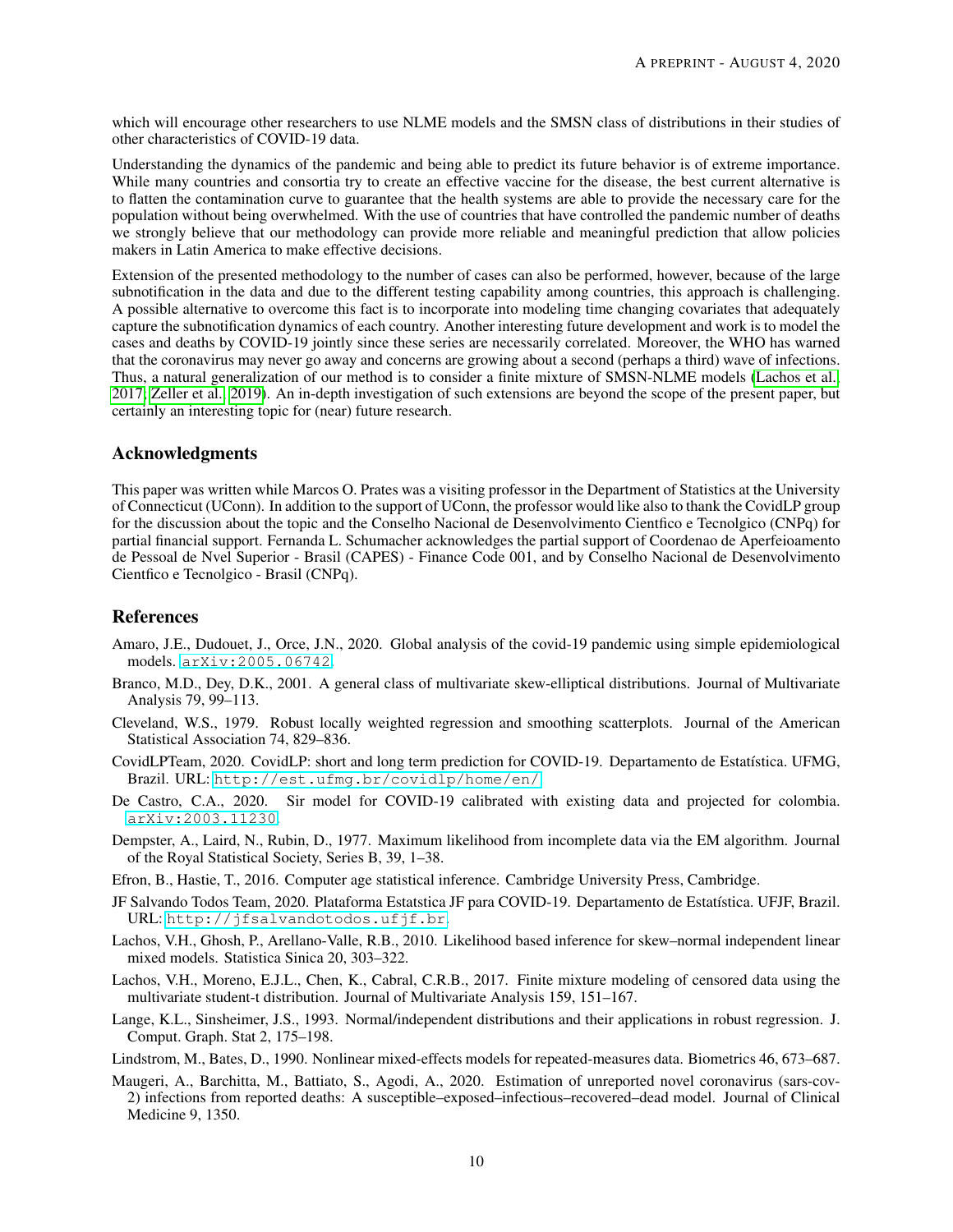which will encourage other researchers to use NLME models and the SMSN class of distributions in their studies of other characteristics of COVID-19 data.

Understanding the dynamics of the pandemic and being able to predict its future behavior is of extreme importance. While many countries and consortia try to create an effective vaccine for the disease, the best current alternative is to flatten the contamination curve to guarantee that the health systems are able to provide the necessary care for the population without being overwhelmed. With the use of countries that have controlled the pandemic number of deaths we strongly believe that our methodology can provide more reliable and meaningful prediction that allow policies makers in Latin America to make effective decisions.

Extension of the presented methodology to the number of cases can also be performed, however, because of the large subnotification in the data and due to the different testing capability among countries, this approach is challenging. A possible alternative to overcome this fact is to incorporate into modeling time changing covariates that adequately capture the subnotification dynamics of each country. Another interesting future development and work is to model the cases and deaths by COVID-19 jointly since these series are necessarily correlated. Moreover, the WHO has warned that the coronavirus may never go away and concerns are growing about a second (perhaps a third) wave of infections. Thus, a natural generalization of our method is to consider a finite mixture of SMSN-NLME models (Lachos et al., 2017; Zeller et al., 2019). An in-depth investigation of such extensions are beyond the scope of the present paper, but certainly an interesting topic for (near) future research.

## Acknowledgments

This paper was written while Marcos O. Prates was a visiting professor in the Department of Statistics at the University of Connecticut (UConn). In addition to the support of UConn, the professor would like also to thank the CovidLP group for the discussion about the topic and the Conselho Nacional de Desenvolvimento Cientfico e Tecnolgico (CNPq) for partial financial support. Fernanda L. Schumacher acknowledges the partial support of Coordenao de Aperfeioamento de Pessoal de Nvel Superior - Brasil (CAPES) - Finance Code 001, and by Conselho Nacional de Desenvolvimento Cientfico e Tecnolgico - Brasil (CNPq).

## References

Amaro, J.E., Dudouet, J., Orce, J.N., 2020. Global analysis of the covid-19 pandemic using simple epidemiological models. arXiv:2005.06742.

Branco, M.D., Dey, D.K., 2001. A general class of multivariate skew-elliptical distributions. Journal of Multivariate Analysis 79, 99–113.

Cleveland, W.S., 1979. Robust locally weighted regression and smoothing scatterplots. Journal of the American Statistical Association 74, 829–836.

CovidLPTeam, 2020. CovidLP: short and long term prediction for COVID-19. Departamento de Estatística. UFMG, Brazil. URL: http://est.ufmg.br/covidlp/home/en/.

De Castro, C.A., 2020. Sir model for COVID-19 calibrated with existing data and projected for colombia. arXiv:2003.11230.

Dempster, A., Laird, N., Rubin, D., 1977. Maximum likelihood from incomplete data via the EM algorithm. Journal of the Royal Statistical Society, Series B, 39, 1–38.

Efron, B., Hastie, T., 2016. Computer age statistical inference. Cambridge University Press, Cambridge.

JF Salvando Todos Team, 2020. Plataforma Estatstica JF para COVID-19. Departamento de Estatística. UFJF, Brazil. URL: http://jfsalvandotodos.ufjf.br.

Lachos, V.H., Ghosh, P., Arellano-Valle, R.B., 2010. Likelihood based inference for skew–normal independent linear mixed models. Statistica Sinica 20, 303–322.

Lachos, V.H., Moreno, E.J.L., Chen, K., Cabral, C.R.B., 2017. Finite mixture modeling of censored data using the multivariate student-t distribution. Journal of Multivariate Analysis 159, 151–167.

Lange, K.L., Sinsheimer, J.S., 1993. Normal/independent distributions and their applications in robust regression. J. Comput. Graph. Stat 2, 175–198.

Lindstrom, M., Bates, D., 1990. Nonlinear mixed-effects models for repeated-measures data. Biometrics 46, 673–687.

Maugeri, A., Barchitta, M., Battiato, S., Agodi, A., 2020. Estimation of unreported novel coronavirus (sars-cov-2) infections from reported deaths: A susceptible–exposed–infectious–recovered–dead model. Journal of Clinical Medicine 9, 1350.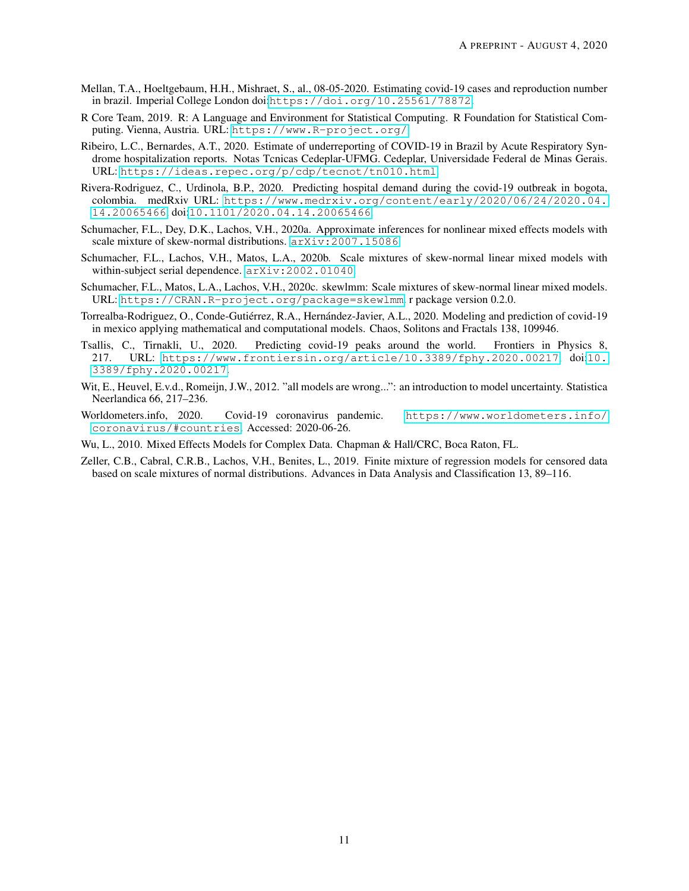Mellan, T.A., Hoeltgebaum, H.H., Mishraet, S., al., 08-05-2020. Estimating covid-19 cases and reproduction number in brazil. Imperial College London doi:https://doi.org/10.25561/78872.

R Core Team, 2019. R: A Language and Environment for Statistical Computing. R Foundation for Statistical Computing. Vienna, Austria. URL: https://www.R-project.org/.

Ribeiro, L.C., Bernardes, A.T., 2020. Estimate of underreporting of COVID-19 in Brazil by Acute Respiratory Syndrome hospitalization reports. Notas Tcnicas Cedeplar-UFMG. Cedeplar, Universidade Federal de Minas Gerais. URL: https://ideas.repec.org/p/cdp/tecnot/tn010.html.

Rivera-Rodriguez, C., Urdinola, B.P., 2020. Predicting hospital demand during the covid-19 outbreak in bogota, colombia. medRxiv URL: https://www.medrxiv.org/content/early/2020/06/24/2020.04.14.20065466, doi:10.1101/2020.04.14.20065466.

Schumacher, F.L., Dey, D.K., Lachos, V.H., 2020a. Approximate inferences for nonlinear mixed effects models with scale mixture of skew-normal distributions. arXiv:2007.15086.

Schumacher, F.L., Lachos, V.H., Matos, L.A., 2020b. Scale mixtures of skew-normal linear mixed models with within-subject serial dependence. arXiv:2002.01040.

Schumacher, F.L., Matos, L.A., Lachos, V.H., 2020c. skewlmm: Scale mixtures of skew-normal linear mixed models. URL: https://CRAN.R-project.org/package=skewlmm. r package version 0.2.0.

Torrealba-Rodriguez, O., Conde-Gutiérrez, R.A., Hernández-Javier, A.L., 2020. Modeling and prediction of covid-19 in mexico applying mathematical and computational models. Chaos, Solitons and Fractals 138, 109946.

Tsallis, C., Tirnakli, U., 2020. Predicting covid-19 peaks around the world. Frontiers in Physics 8, 217. URL: https://www.frontiersin.org/article/10.3389/fphy.2020.00217, doi:10.3389/fphy.2020.00217.

Wit, E., Heuvel, E.v.d., Romeijn, J.W., 2012. "all models are wrong...": an introduction to model uncertainty. Statistica Neerlandica 66, 217–236.

Worldometers.info, 2020. Covid-19 coronavirus pandemic. https://www.worldometers.info/coronavirus/#countries. Accessed: 2020-06-26.

Wu, L., 2010. Mixed Effects Models for Complex Data. Chapman & Hall/CRC, Boca Raton, FL.

Zeller, C.B., Cabral, C.R.B., Lachos, V.H., Benites, L., 2019. Finite mixture of regression models for censored data based on scale mixtures of normal distributions. Advances in Data Analysis and Classification 13, 89–116.